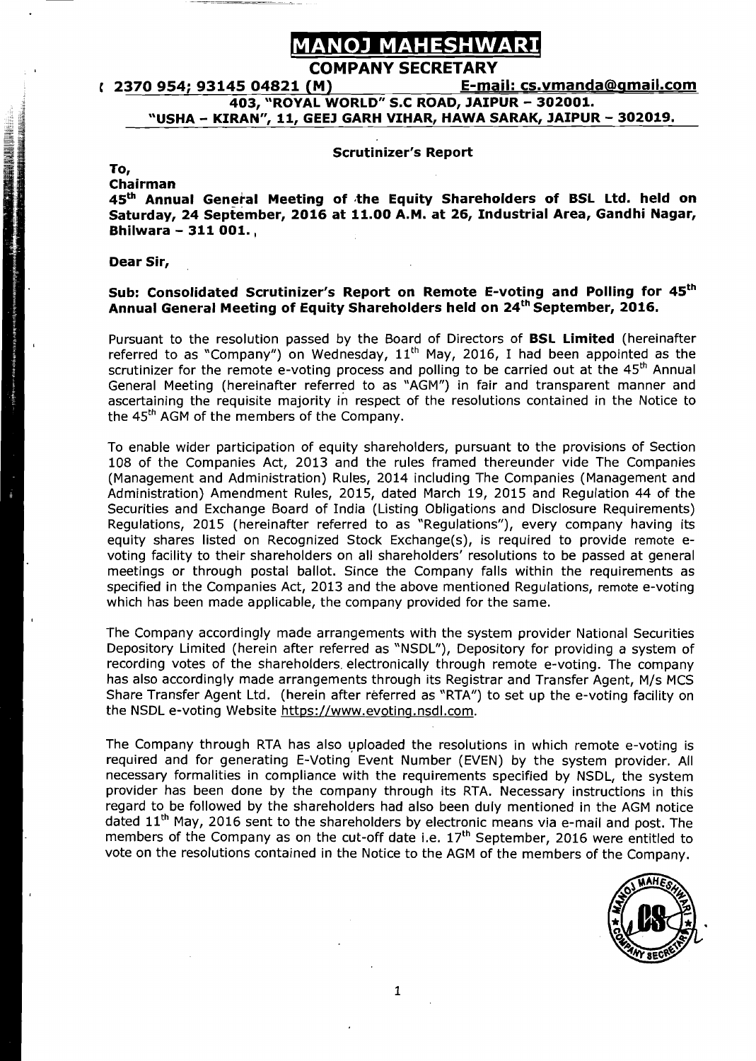# MANOJ MAHESHWARI

**COMPANY SECRETARY**

**( 2370 954; 93145 04821 (M) E-mail: cs.vmanda@gmail.com**

**403, "ROYAL WORLD" S.C ROAD, JAIPUR – 302001.**

**"USHA – KIRAN", 11, GEEJ GARH VIHAR, HAWA SARAK, JAIPUR – 302019.**

**Scrutinizer's Report**

**To,**

**Chairman**

**45th Annual General Meeting of the Equity Shareholders of BSL Ltd. held on Saturday, 24 September, 2016 at 11.00 A.M. at 26, Industrial Area, Gandhi Nagar, Bhilwara – 311 001.**

**Dear Sir,**

**Sub: Consolidated Scrutinizer's Report on Remote E-voting and Polling for 45th Annual General Meeting of Equity Shareholders held on 24th September, 2016.**

Pursuant to the resolution passed by the Board of Directors of **BSL Limited** (hereinafter referred to as "Company") on Wednesday, 11th May, 2016, I had been appointed as the scrutinizer for the remote e-voting process and polling to be carried out at the 45th Annual General Meeting (hereinafter referred to as "AGM") in fair and transparent manner and ascertaining the requisite majority in respect of the resolutions contained in the Notice to the 45th AGM of the members of the Company.

To enable wider participation of equity shareholders, pursuant to the provisions of Section 108 of the Companies Act, 2013 and the rules framed thereunder vide The Companies (Management and Administration) Rules, 2014 including The Companies (Management and Administration) Amendment Rules, 2015, dated March 19, 2015 and Regulation 44 of the Securities and Exchange Board of India (Listing Obligations and Disclosure Requirements) Regulations, 2015 (hereinafter referred to as "Regulations"), every company having its equity shares listed on Recognized Stock Exchange(s), is required to provide remote e-voting facility to their shareholders on all shareholders' resolutions to be passed at general meetings or through postal ballot. Since the Company falls within the requirements as specified in the Companies Act, 2013 and the above mentioned Regulations, remote e-voting which has been made applicable, the company provided for the same.

The Company accordingly made arrangements with the system provider National Securities Depository Limited (herein after referred as "NSDL"), Depository for providing a system of recording votes of the shareholders electronically through remote e-voting. The company has also accordingly made arrangements through its Registrar and Transfer Agent, M/s MCS Share Transfer Agent Ltd. (herein after referred as "RTA") to set up the e-voting facility on the NSDL e-voting Website https://www.evoting.nsdl.com.

The Company through RTA has also uploaded the resolutions in which remote e-voting is required and for generating E-Voting Event Number (EVEN) by the system provider. All necessary formalities in compliance with the requirements specified by NSDL, the system provider has been done by the company through its RTA. Necessary instructions in this regard to be followed by the shareholders had also been duly mentioned in the AGM notice dated 11th May, 2016 sent to the shareholders by electronic means via e-mail and post. The members of the Company as on the cut-off date i.e. 17th September, 2016 were entitled to vote on the resolutions contained in the Notice to the AGM of the members of the Company.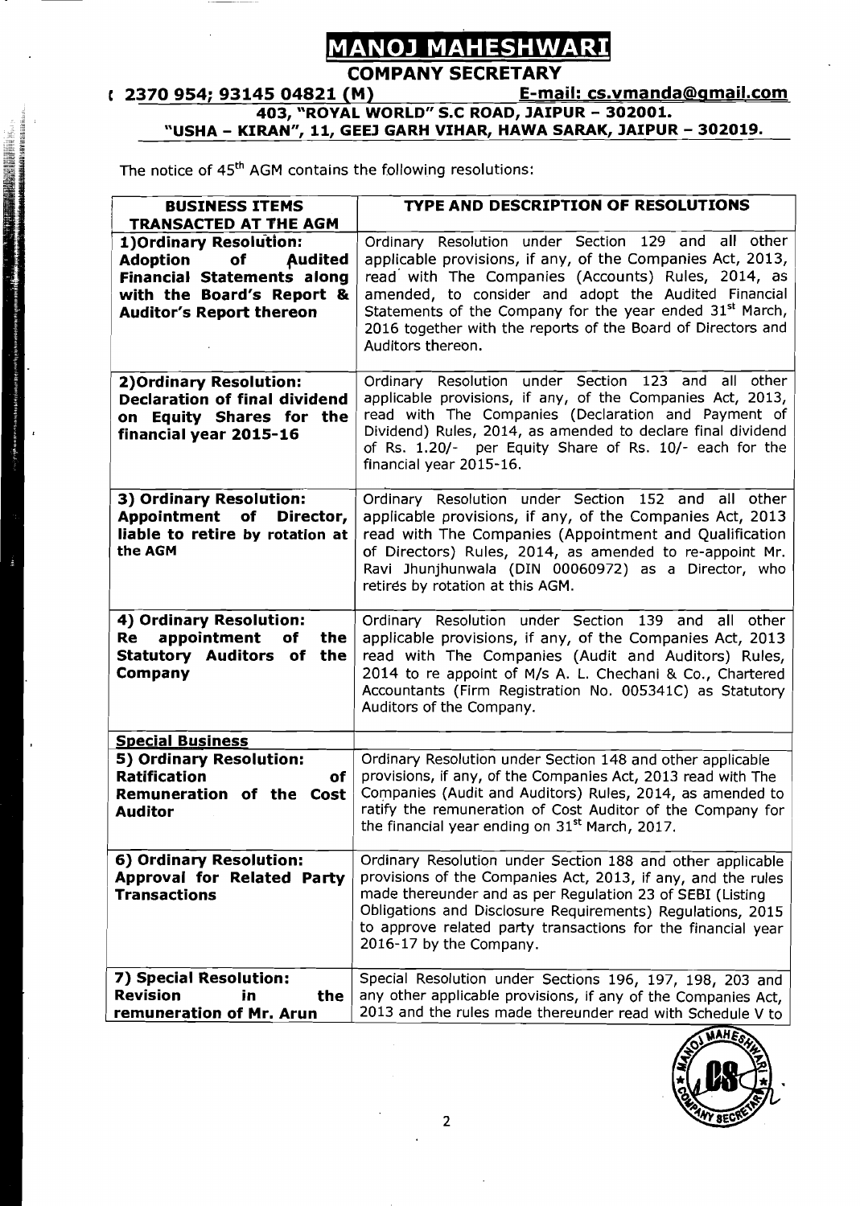# MANOJ MAHESHWARI

## COMPANY SECRETARY

**( 2370 954; 93145 04821 (M) E-mail: cs.vmanda@gmail.com**

**403, "ROYAL WORLD" S.C ROAD, JAIPUR – 302001.**

**"USHA – KIRAN", 11, GEEJ GARH VIHAR, HAWA SARAK, JAIPUR – 302019.**

The notice of 45th AGM contains the following resolutions:

| BUSINESS ITEMS TRANSACTED AT THE AGM | TYPE AND DESCRIPTION OF RESOLUTIONS |
|---|---|
| **1)Ordinary Resolution: Adoption of Audited Financial Statements along with the Board's Report & Auditor's Report thereon** | Ordinary Resolution under Section 129 and all other applicable provisions, if any, of the Companies Act, 2013, read with The Companies (Accounts) Rules, 2014, as amended, to consider and adopt the Audited Financial Statements of the Company for the year ended 31st March, 2016 together with the reports of the Board of Directors and Auditors thereon. |
| **2)Ordinary Resolution: Declaration of final dividend on Equity Shares for the financial year 2015-16** | Ordinary Resolution under Section 123 and all other applicable provisions, if any, of the Companies Act, 2013, read with The Companies (Declaration and Payment of Dividend) Rules, 2014, as amended to declare final dividend of Rs. 1.20/- per Equity Share of Rs. 10/- each for the financial year 2015-16. |
| **3) Ordinary Resolution: Appointment of Director, liable to retire by rotation at the AGM** | Ordinary Resolution under Section 152 and all other applicable provisions, if any, of the Companies Act, 2013 read with The Companies (Appointment and Qualification of Directors) Rules, 2014, as amended to re-appoint Mr. Ravi Jhunjhunwala (DIN 00060972) as a Director, who retires by rotation at this AGM. |
| **4) Ordinary Resolution: Re appointment of the Statutory Auditors of the Company** | Ordinary Resolution under Section 139 and all other applicable provisions, if any, of the Companies Act, 2013 read with The Companies (Audit and Auditors) Rules, 2014 to re appoint of M/s A. L. Chechani & Co., Chartered Accountants (Firm Registration No. 005341C) as Statutory Auditors of the Company. |
| **Special Business** | |
| **5) Ordinary Resolution: Ratification of Remuneration of the Cost Auditor** | Ordinary Resolution under Section 148 and other applicable provisions, if any, of the Companies Act, 2013 read with The Companies (Audit and Auditors) Rules, 2014, as amended to ratify the remuneration of Cost Auditor of the Company for the financial year ending on 31st March, 2017. |
| **6) Ordinary Resolution: Approval for Related Party Transactions** | Ordinary Resolution under Section 188 and other applicable provisions of the Companies Act, 2013, if any, and the rules made thereunder and as per Regulation 23 of SEBI (Listing Obligations and Disclosure Requirements) Regulations, 2015 to approve related party transactions for the financial year 2016-17 by the Company. |
| **7) Special Resolution: Revision in the remuneration of Mr. Arun** | Special Resolution under Sections 196, 197, 198, 203 and any other applicable provisions, if any of the Companies Act, 2013 and the rules made thereunder read with Schedule V to |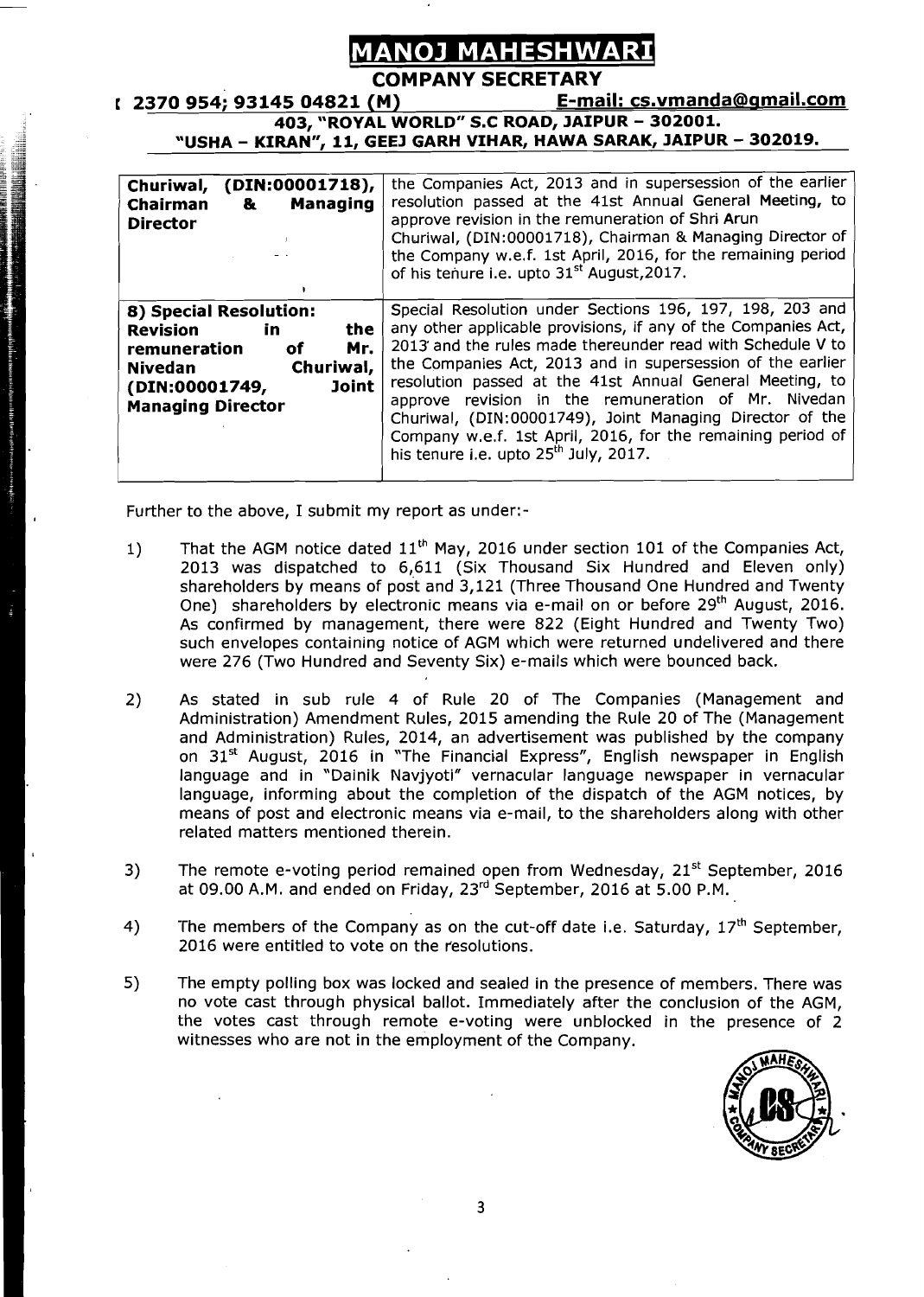# MANOJ MAHESHWARI

**COMPANY SECRETARY**

**2370 954; 93145 04821 (M) E-mail: cs.vmanda@gmail.com**

**403, "ROYAL WORLD" S.C ROAD, JAIPUR – 302001.**

**"USHA – KIRAN", 11, GEEJ GARH VIHAR, HAWA SARAK, JAIPUR – 302019.**

| | |
|---|---|
| **Churiwal, (DIN:00001718), Chairman & Managing Director** | the Companies Act, 2013 and in supersession of the earlier resolution passed at the 41st Annual General Meeting, to approve revision in the remuneration of Shri Arun Churiwal, (DIN:00001718), Chairman & Managing Director of the Company w.e.f. 1st April, 2016, for the remaining period of his tenure i.e. upto 31st August, 2017. |
| **8) Special Resolution: Revision in the remuneration of Mr. Nivedan Churiwal, (DIN:00001749, Joint Managing Director** | Special Resolution under Sections 196, 197, 198, 203 and any other applicable provisions, if any of the Companies Act, 2013 and the rules made thereunder read with Schedule V to the Companies Act, 2013 and in supersession of the earlier resolution passed at the 41st Annual General Meeting, to approve revision in the remuneration of Mr. Nivedan Churiwal, (DIN:00001749), Joint Managing Director of the Company w.e.f. 1st April, 2016, for the remaining period of his tenure i.e. upto 25th July, 2017. |

Further to the above, I submit my report as under:-

1) That the AGM notice dated 11th May, 2016 under section 101 of the Companies Act, 2013 was dispatched to 6,611 (Six Thousand Six Hundred and Eleven only) shareholders by means of post and 3,121 (Three Thousand One Hundred and Twenty One) shareholders by electronic means via e-mail on or before 29th August, 2016. As confirmed by management, there were 822 (Eight Hundred and Twenty Two) such envelopes containing notice of AGM which were returned undelivered and there were 276 (Two Hundred and Seventy Six) e-mails which were bounced back.

2) As stated in sub rule 4 of Rule 20 of The Companies (Management and Administration) Amendment Rules, 2015 amending the Rule 20 of The (Management and Administration) Rules, 2014, an advertisement was published by the company on 31st August, 2016 in "The Financial Express", English newspaper in English language and in "Dainik Navjyoti" vernacular language newspaper in vernacular language, informing about the completion of the dispatch of the AGM notices, by means of post and electronic means via e-mail, to the shareholders along with other related matters mentioned therein.

3) The remote e-voting period remained open from Wednesday, 21st September, 2016 at 09.00 A.M. and ended on Friday, 23rd September, 2016 at 5.00 P.M.

4) The members of the Company as on the cut-off date i.e. Saturday, 17th September, 2016 were entitled to vote on the resolutions.

5) The empty polling box was locked and sealed in the presence of members. There was no vote cast through physical ballot. Immediately after the conclusion of the AGM, the votes cast through remote e-voting were unblocked in the presence of 2 witnesses who are not in the employment of the Company.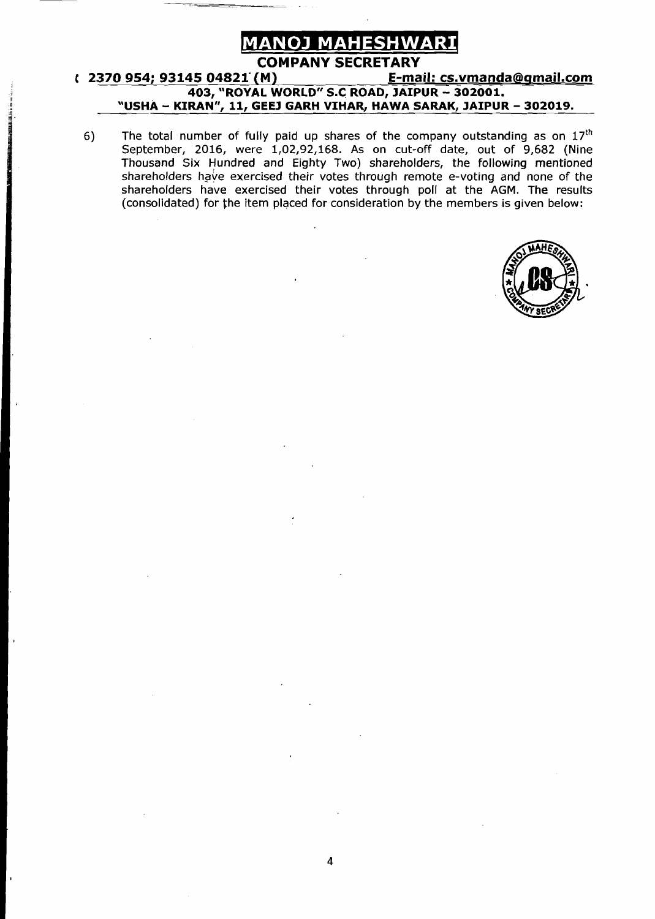# MANOJ MAHESHWARI

## COMPANY SECRETARY

**( 2370 954; 93145 04821 (M) E-mail: cs.vmanda@gmail.com**

**403, "ROYAL WORLD" S.C ROAD, JAIPUR – 302001.**

**"USHA – KIRAN", 11, GEEJ GARH VIHAR, HAWA SARAK, JAIPUR – 302019.**

6) The total number of fully paid up shares of the company outstanding as on 17th September, 2016, were 1,02,92,168. As on cut-off date, out of 9,682 (Nine Thousand Six Hundred and Eighty Two) shareholders, the following mentioned shareholders have exercised their votes through remote e-voting and none of the shareholders have exercised their votes through poll at the AGM. The results (consolidated) for the item placed for consideration by the members is given below: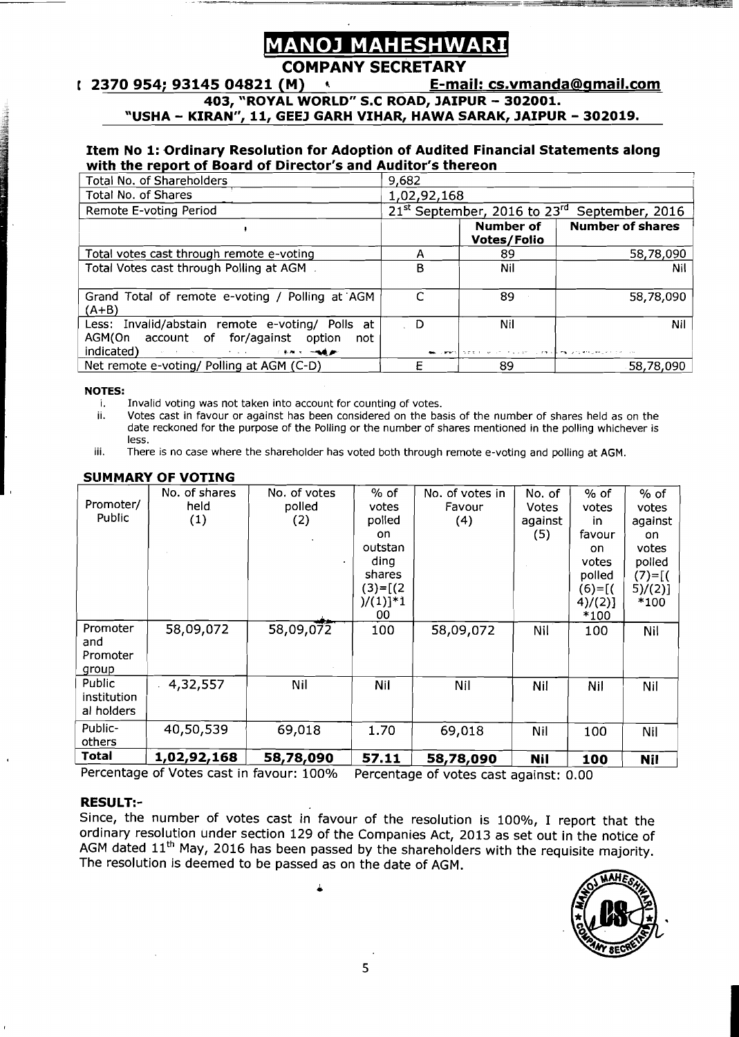# MANOJ MAHESHWARI

## COMPANY SECRETARY

**( 2370 954; 93145 04821 (M) E-mail: cs.vmanda@gmail.com**

**403, "ROYAL WORLD" S.C ROAD, JAIPUR – 302001.**

**"USHA – KIRAN", 11, GEEJ GARH VIHAR, HAWA SARAK, JAIPUR – 302019.**

**Item No 1: Ordinary Resolution for Adoption of Audited Financial Statements along with the report of Board of Director's and Auditor's thereon**

| Total No. of Shareholders | 9,682 | | |
|---|---|---|---|
| Total No. of Shares | 1,02,92,168 | | |
| Remote E-voting Period | 21st September, 2016 to 23rd September, 2016 | | |
| | | **Number of Votes/Folio** | **Number of shares** |
| Total votes cast through remote e-voting | A | 89 | 58,78,090 |
| Total Votes cast through Polling at AGM | B | Nil | Nil |
| Grand Total of remote e-voting / Polling at AGM (A+B) | C | 89 | 58,78,090 |
| Less: Invalid/abstain remote e-voting/ Polls at AGM(On account of for/against option not indicated) | D | Nil | Nil |
| Net remote e-voting/ Polling at AGM (C-D) | E | 89 | 58,78,090 |

**NOTES:**

i. Invalid voting was not taken into account for counting of votes.

ii. Votes cast in favour or against has been considered on the basis of the number of shares held as on the date reckoned for the purpose of the Polling or the number of shares mentioned in the polling whichever is less.

iii. There is no case where the shareholder has voted both through remote e-voting and polling at AGM.

### SUMMARY OF VOTING

| Promoter/ Public | No. of shares held (1) | No. of votes polled (2) | % of votes polled on outstanding shares (3)=[(2)/(1)]*100 | No. of votes in Favour (4) | No. of Votes against (5) | % of votes in favour on votes polled (6)=[(4)/(2)]*100 | % of votes against on votes polled (7)=[(5)/(2)]*100 |
|---|---|---|---|---|---|---|---|
| Promoter and Promoter group | 58,09,072 | 58,09,072 | 100 | 58,09,072 | Nil | 100 | Nil |
| Public institutional holders | 4,32,557 | Nil | Nil | Nil | Nil | Nil | Nil |
| Public-others | 40,50,539 | 69,018 | 1.70 | 69,018 | Nil | 100 | Nil |
| **Total** | **1,02,92,168** | **58,78,090** | **57.11** | **58,78,090** | **Nil** | **100** | **Nil** |

Percentage of Votes cast in favour: 100% Percentage of votes cast against: 0.00

### RESULT:-

Since, the number of votes cast in favour of the resolution is 100%, I report that the ordinary resolution under section 129 of the Companies Act, 2013 as set out in the notice of AGM dated 11th May, 2016 has been passed by the shareholders with the requisite majority. The resolution is deemed to be passed as on the date of AGM.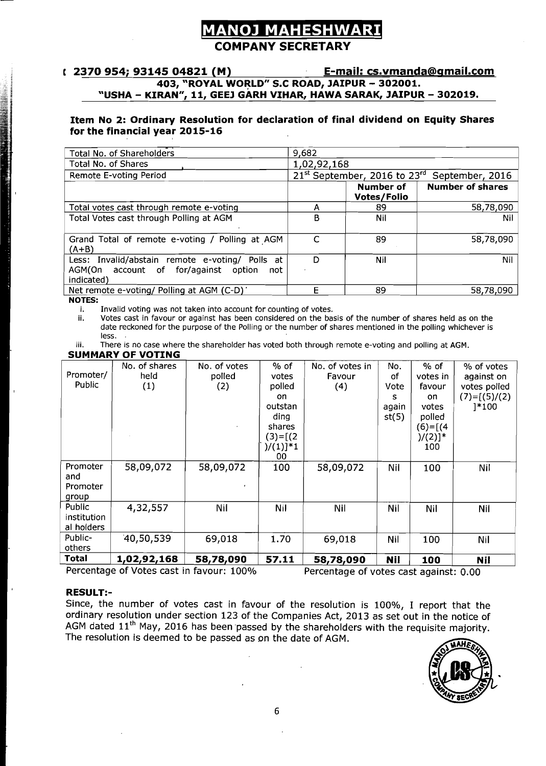# MANOJ MAHESHWARI

## COMPANY SECRETARY

**( 2370 954; 93145 04821 (M) E-mail: cs.vmanda@gmail.com**

**403, "ROYAL WORLD" S.C ROAD, JAIPUR – 302001.**

**"USHA – KIRAN", 11, GEEJ GARH VIHAR, HAWA SARAK, JAIPUR – 302019.**

### Item No 2: Ordinary Resolution for declaration of final dividend on Equity Shares for the financial year 2015-16

| Total No. of Shareholders | 9,682 | | |
|---|---|---|---|
| Total No. of Shares | 1,02,92,168 | | |
| Remote E-voting Period | 21st September, 2016 to 23rd September, 2016 | | |
| | | Number of Votes/Folio | Number of shares |
| Total votes cast through remote e-voting | A | 89 | 58,78,090 |
| Total Votes cast through Polling at AGM | B | Nil | Nil |
| Grand Total of remote e-voting / Polling at AGM (A+B) | C | 89 | 58,78,090 |
| Less: Invalid/abstain remote e-voting/ Polls at AGM(On account of for/against option not indicated) | D | Nil | Nil |
| Net remote e-voting/ Polling at AGM (C-D) | E | 89 | 58,78,090 |

**NOTES:**

i. Invalid voting was not taken into account for counting of votes.

ii. Votes cast in favour or against has been considered on the basis of the number of shares held as on the date reckoned for the purpose of the Polling or the number of shares mentioned in the polling whichever is less.

iii. There is no case where the shareholder has voted both through remote e-voting and polling at AGM.

**SUMMARY OF VOTING**

| Promoter/ Public | No. of shares held (1) | No. of votes polled (2) | % of votes polled on outstanding shares (3)=[(2)/(1)]*100 | No. of votes in Favour (4) | No. of Votes against (5) | % of votes in favour on votes polled (6)=[(4)/(2)]*100 | % of votes against on votes polled (7)=[(5)/(2)]*100 |
|---|---|---|---|---|---|---|---|
| Promoter and Promoter group | 58,09,072 | 58,09,072 | 100 | 58,09,072 | Nil | 100 | Nil |
| Public institutional holders | 4,32,557 | Nil | Nil | Nil | Nil | Nil | Nil |
| Public-others | 40,50,539 | 69,018 | 1.70 | 69,018 | Nil | 100 | Nil |
| **Total** | **1,02,92,168** | **58,78,090** | **57.11** | **58,78,090** | **Nil** | **100** | **Nil** |

Percentage of Votes cast in favour: 100% Percentage of votes cast against: 0.00

**RESULT:-**

Since, the number of votes cast in favour of the resolution is 100%, I report that the ordinary resolution under section 123 of the Companies Act, 2013 as set out in the notice of AGM dated 11th May, 2016 has been passed by the shareholders with the requisite majority. The resolution is deemed to be passed as on the date of AGM.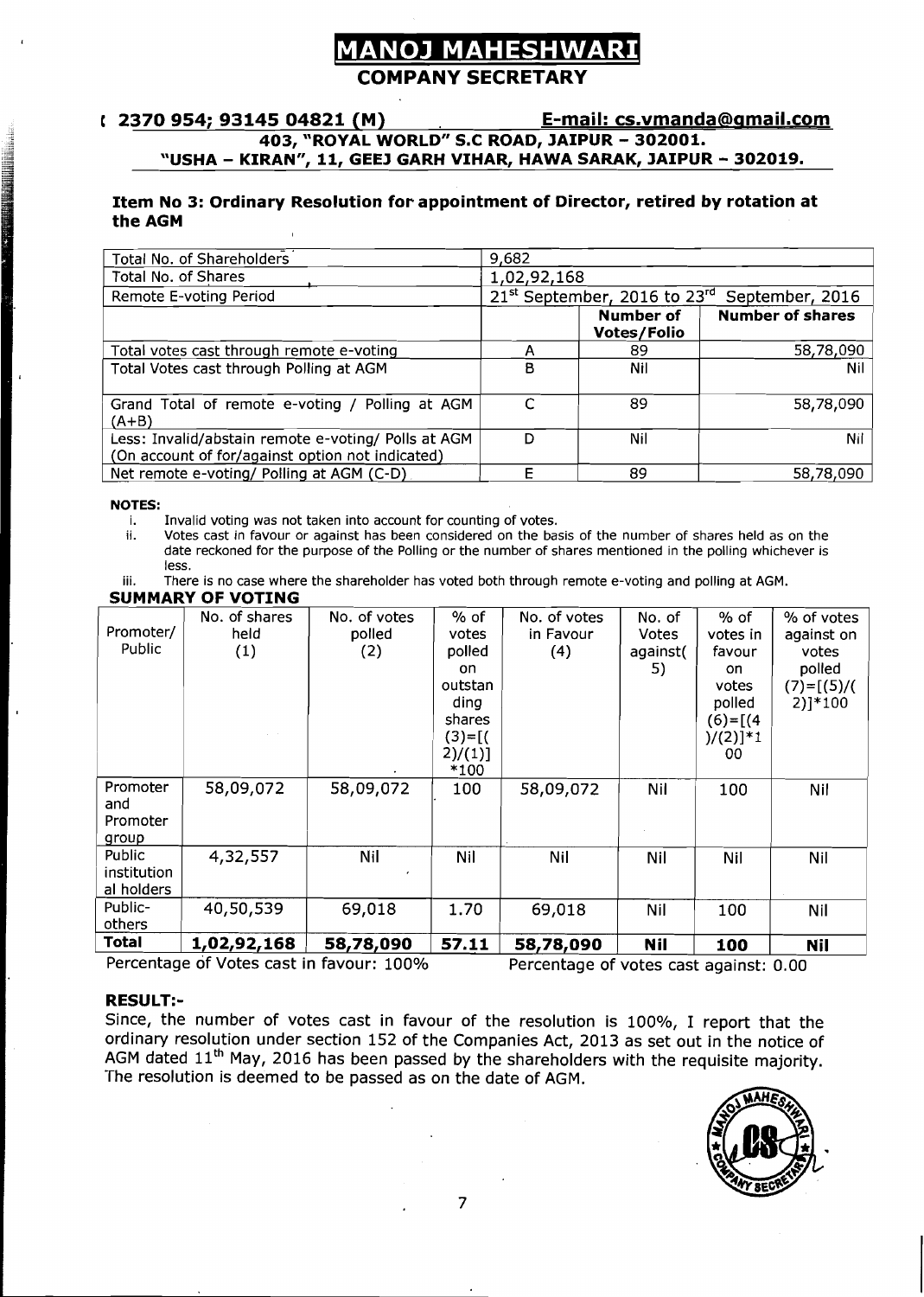# MANOJ MAHESHWARI

## COMPANY SECRETARY

**( 2370 954; 93145 04821 (M)** **E-mail: cs.vmanda@gmail.com**

**403, "ROYAL WORLD" S.C ROAD, JAIPUR – 302001.**

**"USHA – KIRAN", 11, GEEJ GARH VIHAR, HAWA SARAK, JAIPUR – 302019.**

### Item No 3: Ordinary Resolution for appointment of Director, retired by rotation at the AGM

| Total No. of Shareholders | 9,682 | | |
|---|---|---|---|
| Total No. of Shares | 1,02,92,168 | | |
| Remote E-voting Period | 21st September, 2016 to 23rd September, 2016 | | |
| | | **Number of Votes/Folio** | **Number of shares** |
| Total votes cast through remote e-voting | A | 89 | 58,78,090 |
| Total Votes cast through Polling at AGM | B | Nil | Nil |
| Grand Total of remote e-voting / Polling at AGM (A+B) | C | 89 | 58,78,090 |
| Less: Invalid/abstain remote e-voting/ Polls at AGM (On account of for/against option not indicated) | D | Nil | Nil |
| Net remote e-voting/ Polling at AGM (C-D) | E | 89 | 58,78,090 |

**NOTES:**

i. Invalid voting was not taken into account for counting of votes.

ii. Votes cast in favour or against has been considered on the basis of the number of shares held as on the date reckoned for the purpose of the Polling or the number of shares mentioned in the polling whichever is less.

iii. There is no case where the shareholder has voted both through remote e-voting and polling at AGM.

**SUMMARY OF VOTING**

| Promoter/ Public | No. of shares held (1) | No. of votes polled (2) | % of votes polled on outstanding shares (3)=[(2)/(1)]*100 | No. of votes in Favour (4) | No. of Votes against(5) | % of votes in favour on votes polled (6)=[(4)/(2)]*100 | % of votes against on votes polled (7)=[(5)/(2)]*100 |
|---|---|---|---|---|---|---|---|
| Promoter and Promoter group | 58,09,072 | 58,09,072 | 100 | 58,09,072 | Nil | 100 | Nil |
| Public institutional holders | 4,32,557 | Nil | Nil | Nil | Nil | Nil | Nil |
| Public-others | 40,50,539 | 69,018 | 1.70 | 69,018 | Nil | 100 | Nil |
| **Total** | **1,02,92,168** | **58,78,090** | **57.11** | **58,78,090** | **Nil** | **100** | **Nil** |

Percentage of Votes cast in favour: 100% Percentage of votes cast against: 0.00

**RESULT:-**

Since, the number of votes cast in favour of the resolution is 100%, I report that the ordinary resolution under section 152 of the Companies Act, 2013 as set out in the notice of AGM dated 11th May, 2016 has been passed by the shareholders with the requisite majority. The resolution is deemed to be passed as on the date of AGM.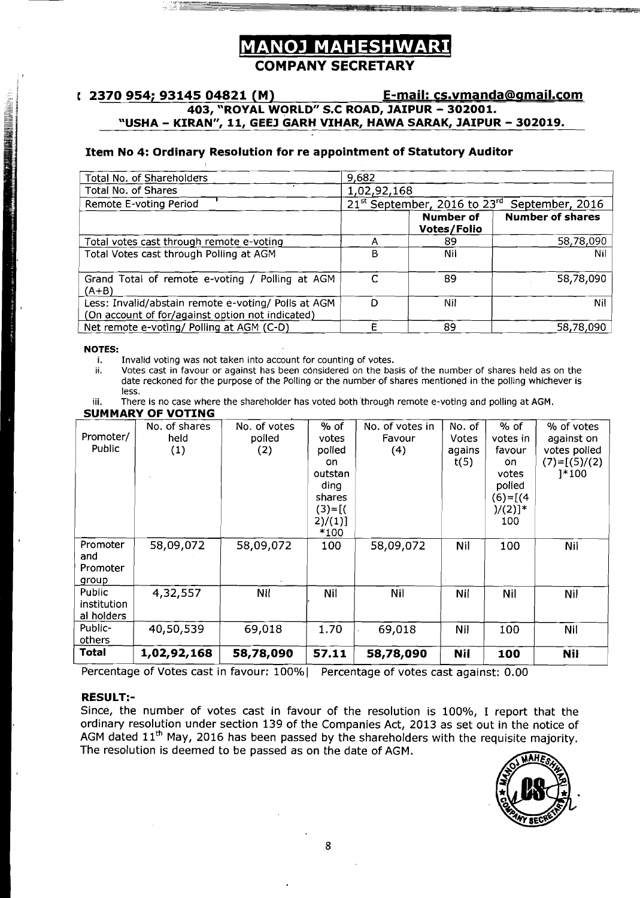# MANOJ MAHESHWARI

## COMPANY SECRETARY

**( 2370 954; 93145 04821 (M)** **E-mail: cs.vmanda@gmail.com**

**403, "ROYAL WORLD" S.C ROAD, JAIPUR – 302001.**

**"USHA – KIRAN", 11, GEEJ GARH VIHAR, HAWA SARAK, JAIPUR – 302019.**

### Item No 4: Ordinary Resolution for re appointment of Statutory Auditor

| Total No. of Shareholders | 9,682 | | |
|---|---|---|---|
| Total No. of Shares | 1,02,92,168 | | |
| Remote E-voting Period | 21st September, 2016 to 23rd September, 2016 | | |
| | | **Number of Votes/Folio** | **Number of shares** |
| Total votes cast through remote e-voting | A | 89 | 58,78,090 |
| Total Votes cast through Polling at AGM | B | Nil | Nil |
| Grand Total of remote e-voting / Polling at AGM (A+B) | C | 89 | 58,78,090 |
| Less: Invalid/abstain remote e-voting/ Polls at AGM (On account of for/against option not indicated) | D | Nil | Nil |
| Net remote e-voting/ Polling at AGM (C-D) | E | 89 | 58,78,090 |

**NOTES:**

i. Invalid voting was not taken into account for counting of votes.

ii. Votes cast in favour or against has been considered on the basis of the number of shares held as on the date reckoned for the purpose of the Polling or the number of shares mentioned in the polling whichever is less.

iii. There is no case where the shareholder has voted both through remote e-voting and polling at AGM.

**SUMMARY OF VOTING**

| Promoter/ Public | No. of shares held (1) | No. of votes polled (2) | % of votes polled on outstanding shares (3)=[(2)/(1)]*100 | No. of votes in Favour (4) | No. of Votes against(5) | % of votes in favour on votes polled (6)=[(4)/(2)]*100 | % of votes against on votes polled (7)=[(5)/(2)]*100 |
|---|---|---|---|---|---|---|---|
| Promoter and Promoter group | 58,09,072 | 58,09,072 | 100 | 58,09,072 | Nil | 100 | Nil |
| Public institutional holders | 4,32,557 | Nil | Nil | Nil | Nil | Nil | Nil |
| Public-others | 40,50,539 | 69,018 | 1.70 | 69,018 | Nil | 100 | Nil |
| **Total** | **1,02,92,168** | **58,78,090** | **57.11** | **58,78,090** | **Nil** | **100** | **Nil** |

Percentage of Votes cast in favour: 100%| Percentage of votes cast against: 0.00

**RESULT:-**

Since, the number of votes cast in favour of the resolution is 100%, I report that the ordinary resolution under section 139 of the Companies Act, 2013 as set out in the notice of AGM dated 11th May, 2016 has been passed by the shareholders with the requisite majority. The resolution is deemed to be passed as on the date of AGM.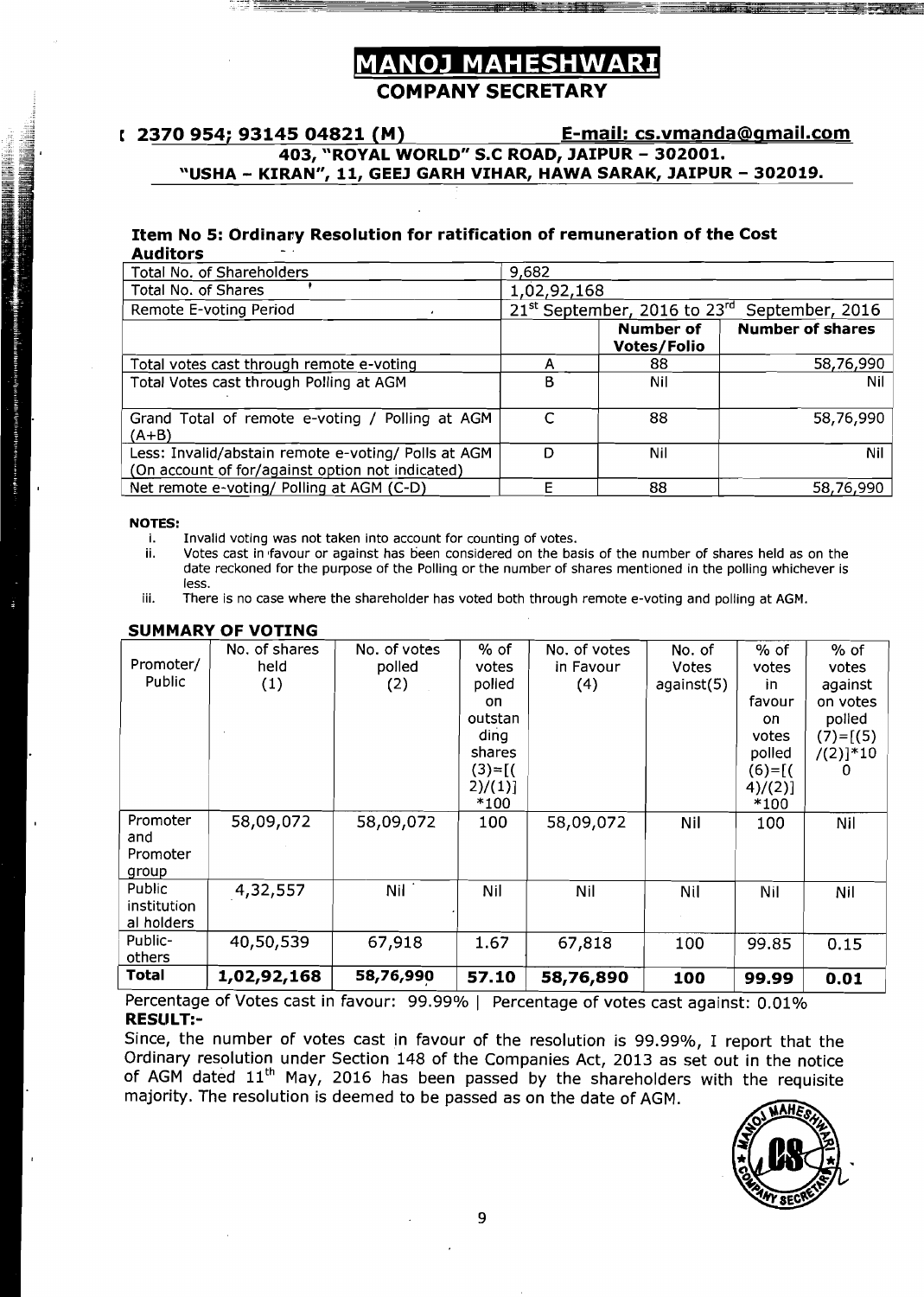# MANOJ MAHESHWARI

## COMPANY SECRETARY

**2370 954; 93145 04821 (M)** **E-mail: cs.vmanda@gmail.com**

**403, "ROYAL WORLD" S.C ROAD, JAIPUR – 302001.**
**"USHA – KIRAN", 11, GEEJ GARH VIHAR, HAWA SARAK, JAIPUR – 302019.**

### Item No 5: Ordinary Resolution for ratification of remuneration of the Cost Auditors

| Total No. of Shareholders | 9,682 | | |
|---|---|---|---|
| Total No. of Shares | 1,02,92,168 | | |
| Remote E-voting Period | 21st September, 2016 to 23rd September, 2016 | | |
| | | **Number of Votes/Folio** | **Number of shares** |
| Total votes cast through remote e-voting | A | 88 | 58,76,990 |
| Total Votes cast through Polling at AGM | B | Nil | Nil |
| Grand Total of remote e-voting / Polling at AGM (A+B) | C | 88 | 58,76,990 |
| Less: Invalid/abstain remote e-voting/ Polls at AGM (On account of for/against option not indicated) | D | Nil | Nil |
| Net remote e-voting/ Polling at AGM (C-D) | E | 88 | 58,76,990 |

**NOTES:**

i. Invalid voting was not taken into account for counting of votes.

ii. Votes cast in favour or against has been considered on the basis of the number of shares held as on the date reckoned for the purpose of the Polling or the number of shares mentioned in the polling whichever is less.

iii. There is no case where the shareholder has voted both through remote e-voting and polling at AGM.

### SUMMARY OF VOTING

| Promoter/ Public | No. of shares held (1) | No. of votes polled (2) | % of votes polled on outstanding shares (3)=[(2)/(1)]*100 | No. of votes in Favour (4) | No. of Votes against(5) | % of votes in favour on votes polled (6)=[(4)/(2)]*100 | % of votes against on votes polled (7)=[(5)/(2)]*100 |
|---|---|---|---|---|---|---|---|
| Promoter and Promoter group | 58,09,072 | 58,09,072 | 100 | 58,09,072 | Nil | 100 | Nil |
| Public institutional holders | 4,32,557 | Nil | Nil | Nil | Nil | Nil | Nil |
| Public-others | 40,50,539 | 67,918 | 1.67 | 67,818 | 100 | 99.85 | 0.15 |
| **Total** | **1,02,92,168** | **58,76,990** | **57.10** | **58,76,890** | **100** | **99.99** | **0.01** |

Percentage of Votes cast in favour: 99.99% | Percentage of votes cast against: 0.01%

**RESULT:-**

Since, the number of votes cast in favour of the resolution is 99.99%, I report that the Ordinary resolution under Section 148 of the Companies Act, 2013 as set out in the notice of AGM dated 11th May, 2016 has been passed by the shareholders with the requisite majority. The resolution is deemed to be passed as on the date of AGM.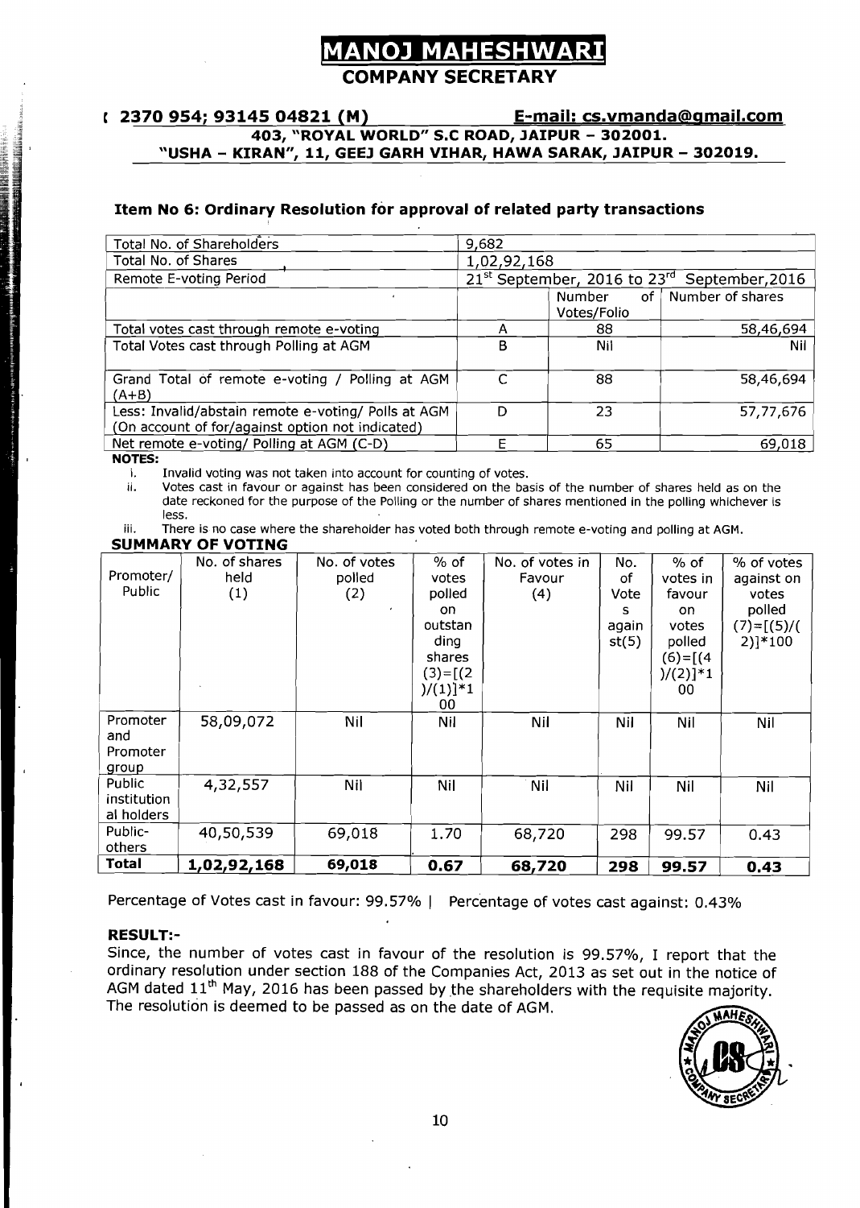# MANOJ MAHESHWARI

## COMPANY SECRETARY

**( 2370 954; 93145 04821 (M)** **E-mail: cs.vmanda@gmail.com**

**403, "ROYAL WORLD" S.C ROAD, JAIPUR – 302001.**

**"USHA – KIRAN", 11, GEEJ GARH VIHAR, HAWA SARAK, JAIPUR – 302019.**

### Item No 6: Ordinary Resolution for approval of related party transactions

| Total No. of Shareholders | 9,682 | | |
|---|---|---|---|
| Total No. of Shares | 1,02,92,168 | | |
| Remote E-voting Period | 21st September, 2016 to 23rd September,2016 | | |
| | | Number of Votes/Folio | Number of shares |
| Total votes cast through remote e-voting | A | 88 | 58,46,694 |
| Total Votes cast through Polling at AGM | B | Nil | Nil |
| Grand Total of remote e-voting / Polling at AGM (A+B) | C | 88 | 58,46,694 |
| Less: Invalid/abstain remote e-voting/ Polls at AGM (On account of for/against option not indicated) | D | 23 | 57,77,676 |
| Net remote e-voting/ Polling at AGM (C-D) | E | 65 | 69,018 |

**NOTES:**

i. Invalid voting was not taken into account for counting of votes.

ii. Votes cast in favour or against has been considered on the basis of the number of shares held as on the date reckoned for the purpose of the Polling or the number of shares mentioned in the polling whichever is less.

iii. There is no case where the shareholder has voted both through remote e-voting and polling at AGM.

**SUMMARY OF VOTING**

| Promoter/ Public | No. of shares held (1) | No. of votes polled (2) | % of votes polled on outstanding shares (3)=[(2)/(1)]*100 | No. of votes in Favour (4) | No. of Votes against(5) | % of votes in favour on votes polled (6)=[(4)/(2)]*100 | % of votes against on votes polled (7)=[(5)/(2)]*100 |
|---|---|---|---|---|---|---|---|
| Promoter and Promoter group | 58,09,072 | Nil | Nil | Nil | Nil | Nil | Nil |
| Public institutional holders | 4,32,557 | Nil | Nil | Nil | Nil | Nil | Nil |
| Public-others | 40,50,539 | 69,018 | 1.70 | 68,720 | 298 | 99.57 | 0.43 |
| **Total** | **1,02,92,168** | **69,018** | **0.67** | **68,720** | **298** | **99.57** | **0.43** |

Percentage of Votes cast in favour: 99.57% | Percentage of votes cast against: 0.43%

**RESULT:-**

Since, the number of votes cast in favour of the resolution is 99.57%, I report that the ordinary resolution under section 188 of the Companies Act, 2013 as set out in the notice of AGM dated 11th May, 2016 has been passed by the shareholders with the requisite majority. The resolution is deemed to be passed as on the date of AGM.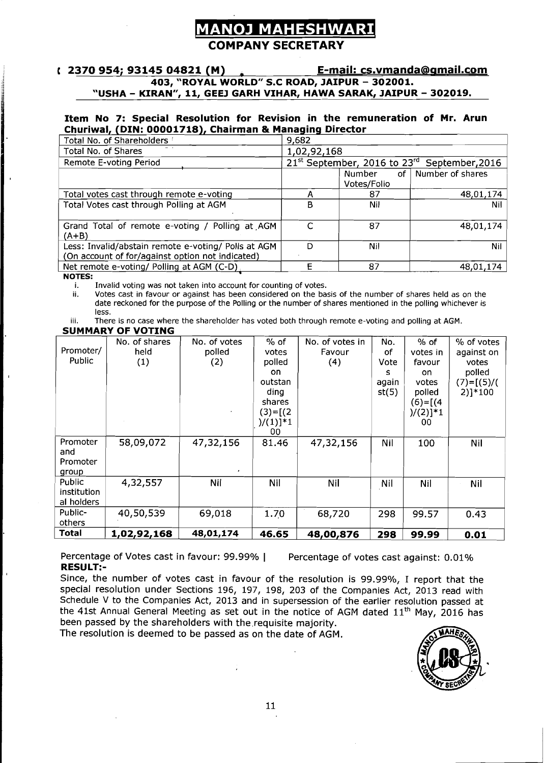# MANOJ MAHESHWARI

## COMPANY SECRETARY

**2370 954; 93145 04821 (M)** **E-mail: cs.vmanda@gmail.com**

**403, "ROYAL WORLD" S.C ROAD, JAIPUR – 302001.**

**"USHA – KIRAN", 11, GEEJ GARH VIHAR, HAWA SARAK, JAIPUR – 302019.**

### Item No 7: Special Resolution for Revision in the remuneration of Mr. Arun Churiwal, (DIN: 00001718), Chairman & Managing Director

| | | | |
|---|---|---|---|
| Total No. of Shareholders | 9,682 | | |
| Total No. of Shares | 1,02,92,168 | | |
| Remote E-voting Period | 21st September, 2016 to 23rd September,2016 | | |
| | | Number of Votes/Folio | Number of shares |
| Total votes cast through remote e-voting | A | 87 | 48,01,174 |
| Total Votes cast through Polling at AGM | B | Nil | Nil |
| Grand Total of remote e-voting / Polling at AGM (A+B) | C | 87 | 48,01,174 |
| Less: Invalid/abstain remote e-voting/ Polls at AGM (On account of for/against option not indicated) | D | Nil | Nil |
| Net remote e-voting/ Polling at AGM (C-D) | E | 87 | 48,01,174 |

**NOTES:**

i. Invalid voting was not taken into account for counting of votes.

ii. Votes cast in favour or against has been considered on the basis of the number of shares held as on the date reckoned for the purpose of the Polling or the number of shares mentioned in the polling whichever is less.

iii. There is no case where the shareholder has voted both through remote e-voting and polling at AGM.

**SUMMARY OF VOTING**

| Promoter/ Public | No. of shares held (1) | No. of votes polled (2) | % of votes polled on outstanding shares (3)=[(2)/(1)]*100 | No. of votes in Favour (4) | No. of Votes against(5) | % of votes in favour on votes polled (6)=[(4)/(2)]*100 | % of votes against on votes polled (7)=[(5)/(2)]*100 |
|---|---|---|---|---|---|---|---|
| Promoter and Promoter group | 58,09,072 | 47,32,156 | 81.46 | 47,32,156 | Nil | 100 | Nil |
| Public institutional holders | 4,32,557 | Nil | Nil | Nil | Nil | Nil | Nil |
| Public-others | 40,50,539 | 69,018 | 1.70 | 68,720 | 298 | 99.57 | 0.43 |
| **Total** | **1,02,92,168** | **48,01,174** | **46.65** | **48,00,876** | **298** | **99.99** | **0.01** |

Percentage of Votes cast in favour: 99.99% | Percentage of votes cast against: 0.01%

**RESULT:-**

Since, the number of votes cast in favour of the resolution is 99.99%, I report that the special resolution under Sections 196, 197, 198, 203 of the Companies Act, 2013 read with Schedule V to the Companies Act, 2013 and in supersession of the earlier resolution passed at the 41st Annual General Meeting as set out in the notice of AGM dated 11th May, 2016 has been passed by the shareholders with the requisite majority.

The resolution is deemed to be passed as on the date of AGM.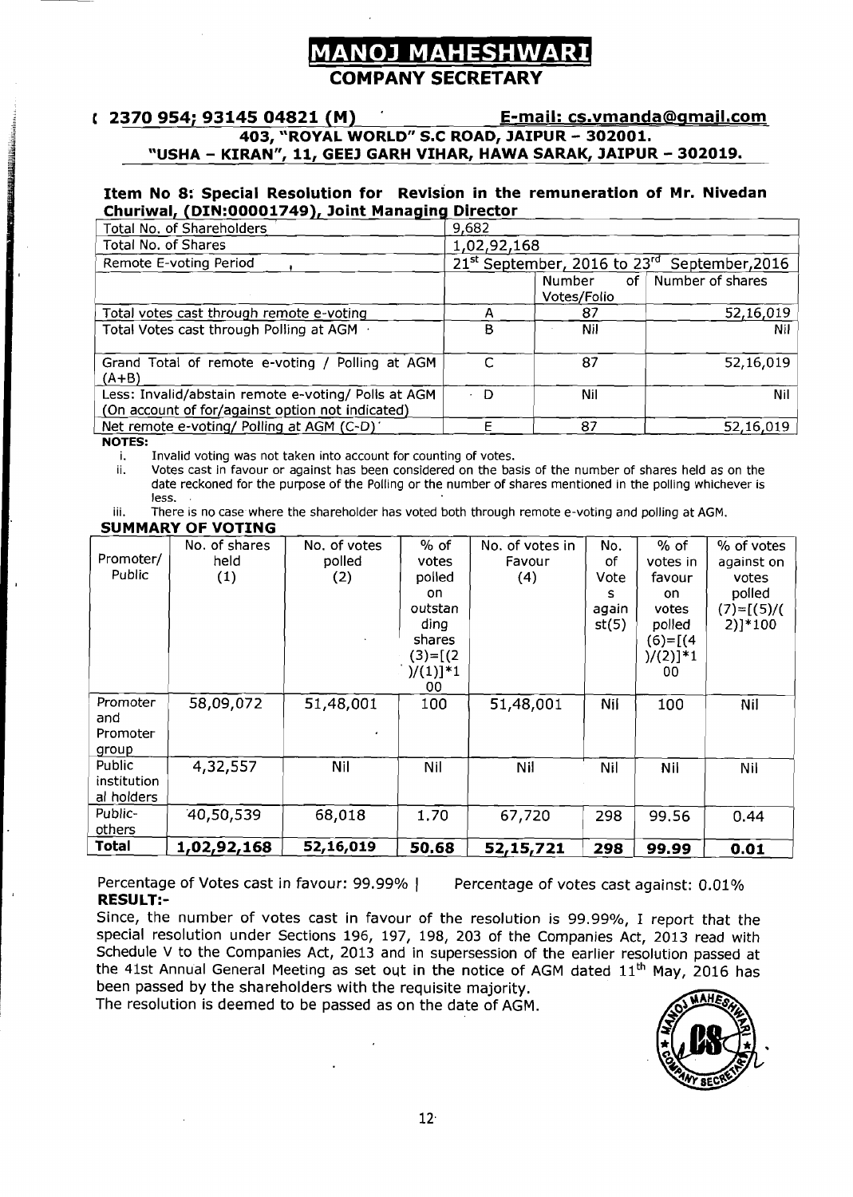# MANOJ MAHESHWARI

## COMPANY SECRETARY

**( 2370 954; 93145 04821 (M)** **E-mail: cs.vmanda@gmail.com**

**403, "ROYAL WORLD" S.C ROAD, JAIPUR – 302001.**

**"USHA – KIRAN", 11, GEEJ GARH VIHAR, HAWA SARAK, JAIPUR – 302019.**

**Item No 8: Special Resolution for Revision in the remuneration of Mr. Nivedan Churiwal, (DIN:00001749), Joint Managing Director**

| Total No. of Shareholders | 9,682 | | |
|---|---|---|---|
| Total No. of Shares | 1,02,92,168 | | |
| Remote E-voting Period | 21st September, 2016 to 23rd September,2016 | | |
| | | Number of Votes/Folio | Number of shares |
| Total votes cast through remote e-voting | A | 87 | 52,16,019 |
| Total Votes cast through Polling at AGM | B | Nil | Nil |
| Grand Total of remote e-voting / Polling at AGM (A+B) | C | 87 | 52,16,019 |
| Less: Invalid/abstain remote e-voting/ Polls at AGM (On account of for/against option not indicated) | D | Nil | Nil |
| Net remote e-voting/ Polling at AGM (C-D) | E | 87 | 52,16,019 |

**NOTES:**

i. Invalid voting was not taken into account for counting of votes.

ii. Votes cast in favour or against has been considered on the basis of the number of shares held as on the date reckoned for the purpose of the Polling or the number of shares mentioned in the polling whichever is less.

iii. There is no case where the shareholder has voted both through remote e-voting and polling at AGM.

**SUMMARY OF VOTING**

| Promoter/ Public | No. of shares held (1) | No. of votes polled (2) | % of votes polled on outstanding shares (3)=[(2)/(1)]*100 | No. of votes in Favour (4) | No. of Votes against(5) | % of votes in favour on votes polled (6)=[(4)/(2)]*100 | % of votes against on votes polled (7)=[(5)/(2)]*100 |
|---|---|---|---|---|---|---|---|
| Promoter and Promoter group | 58,09,072 | 51,48,001 | 100 | 51,48,001 | Nil | 100 | Nil |
| Public institutional holders | 4,32,557 | Nil | Nil | Nil | Nil | Nil | Nil |
| Public-others | 40,50,539 | 68,018 | 1.70 | 67,720 | 298 | 99.56 | 0.44 |
| **Total** | **1,02,92,168** | **52,16,019** | **50.68** | **52,15,721** | **298** | **99.99** | **0.01** |

Percentage of Votes cast in favour: 99.99% | Percentage of votes cast against: 0.01%

**RESULT:-**

Since, the number of votes cast in favour of the resolution is 99.99%, I report that the special resolution under Sections 196, 197, 198, 203 of the Companies Act, 2013 read with Schedule V to the Companies Act, 2013 and in supersession of the earlier resolution passed at the 41st Annual General Meeting as set out in the notice of AGM dated 11th May, 2016 has been passed by the shareholders with the requisite majority.

The resolution is deemed to be passed as on the date of AGM.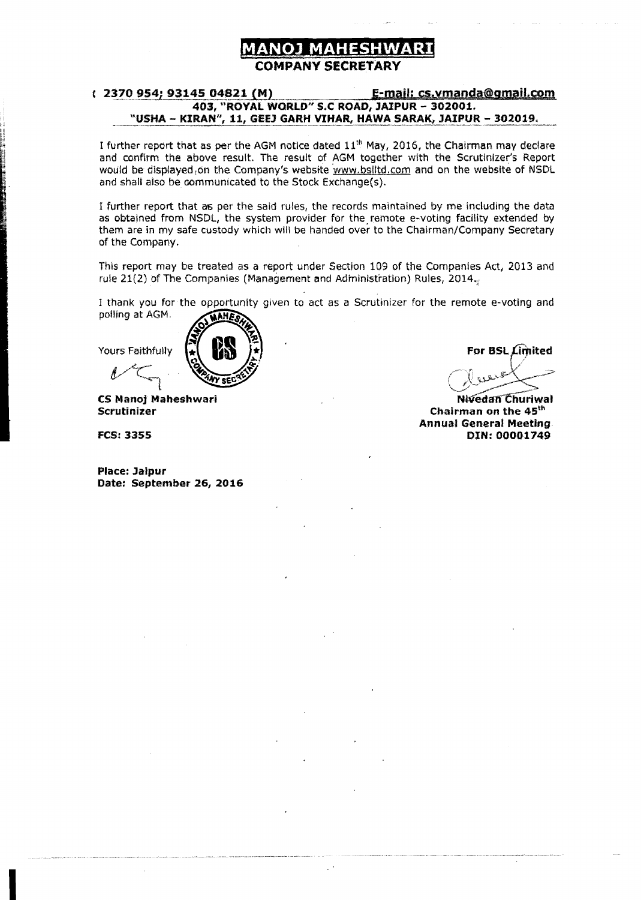# MANOJ MAHESHWARI

**COMPANY SECRETARY**

**( 2370 954; 93145 04821 (M)** **E-mail: cs.vmanda@gmail.com**

**403, "ROYAL WORLD" S.C ROAD, JAIPUR – 302001.**

**"USHA – KIRAN", 11, GEEJ GARH VIHAR, HAWA SARAK, JAIPUR – 302019.**

I further report that as per the AGM notice dated 11th May, 2016, the Chairman may declare and confirm the above result. The result of AGM together with the Scrutinizer's Report would be displayed on the Company's website www.bslltd.com and on the website of NSDL and shall also be communicated to the Stock Exchange(s).

I further report that as per the said rules, the records maintained by me including the data as obtained from NSDL, the system provider for the remote e-voting facility extended by them are in my safe custody which will be handed over to the Chairman/Company Secretary of the Company.

This report may be treated as a report under Section 109 of the Companies Act, 2013 and rule 21(2) of The Companies (Management and Administration) Rules, 2014.

I thank you for the opportunity given to act as a Scrutinizer for the remote e-voting and polling at AGM.

Yours Faithfully

**CS Manoj Maheshwari**
**Scrutinizer**

**FCS: 3355**

**For BSL Limited**

**Nivedan Churiwal**
**Chairman on the 45th Annual General Meeting**
**DIN: 00001749**

**Place: Jaipur**
**Date: September 26, 2016**